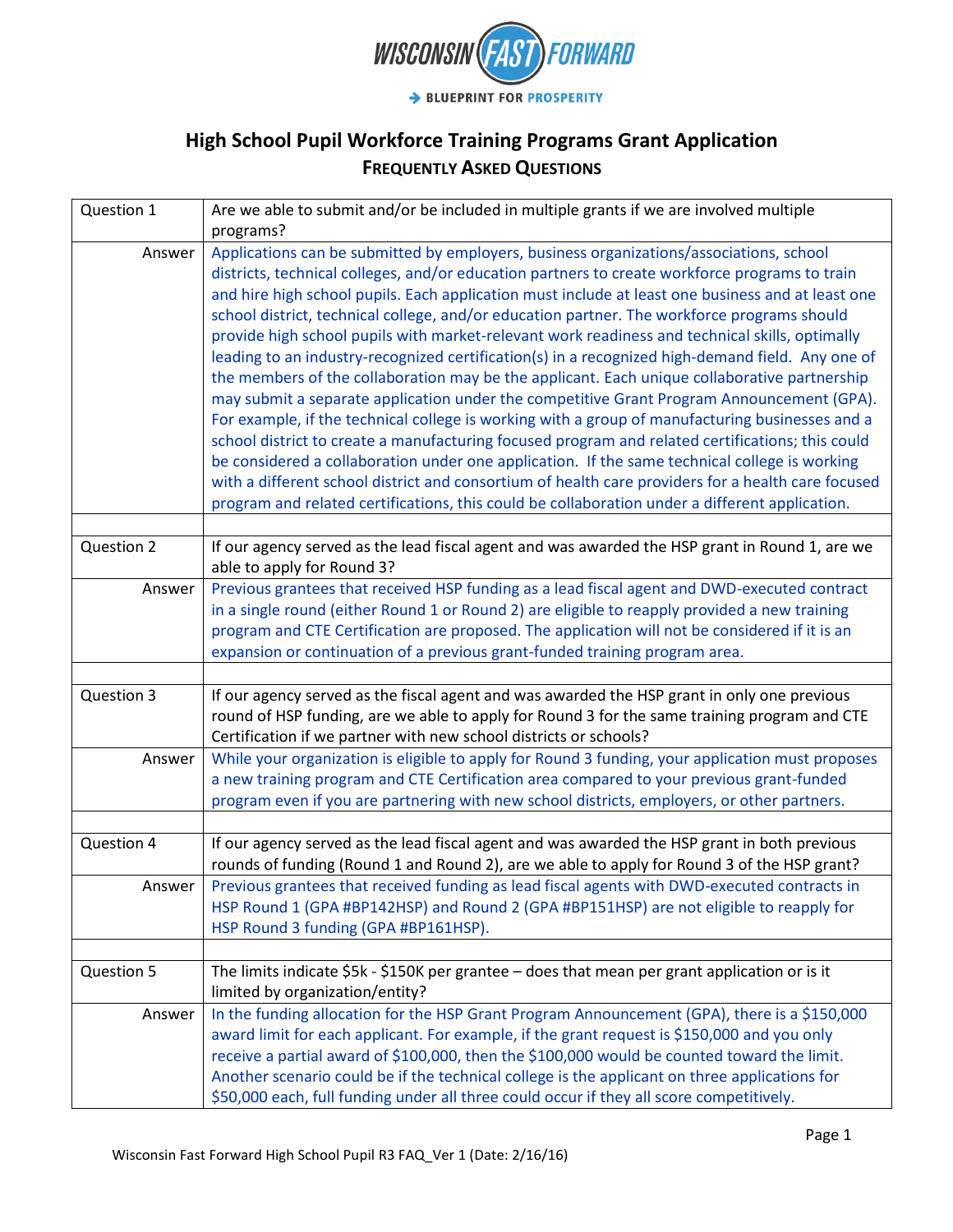**WISCONSIN FAST FORWARD**

**BLUEPRINT FOR PROSPERITY**

# High School Pupil Workforce Training Programs Grant Application

## FREQUENTLY ASKED QUESTIONS

| | |
|---|---|
| Question 1 | Are we able to submit and/or be included in multiple grants if we are involved multiple programs? |
| Answer | Applications can be submitted by employers, business organizations/associations, school districts, technical colleges, and/or education partners to create workforce programs to train and hire high school pupils. Each application must include at least one business and at least one school district, technical college, and/or education partner. The workforce programs should provide high school pupils with market-relevant work readiness and technical skills, optimally leading to an industry-recognized certification(s) in a recognized high-demand field. Any one of the members of the collaboration may be the applicant. Each unique collaborative partnership may submit a separate application under the competitive Grant Program Announcement (GPA). For example, if the technical college is working with a group of manufacturing businesses and a school district to create a manufacturing focused program and related certifications; this could be considered a collaboration under one application. If the same technical college is working with a different school district and consortium of health care providers for a health care focused program and related certifications, this could be collaboration under a different application. |
| | |
| Question 2 | If our agency served as the lead fiscal agent and was awarded the HSP grant in Round 1, are we able to apply for Round 3? |
| Answer | Previous grantees that received HSP funding as a lead fiscal agent and DWD-executed contract in a single round (either Round 1 or Round 2) are eligible to reapply provided a new training program and CTE Certification are proposed. The application will not be considered if it is an expansion or continuation of a previous grant-funded training program area. |
| | |
| Question 3 | If our agency served as the fiscal agent and was awarded the HSP grant in only one previous round of HSP funding, are we able to apply for Round 3 for the same training program and CTE Certification if we partner with new school districts or schools? |
| Answer | While your organization is eligible to apply for Round 3 funding, your application must proposes a new training program and CTE Certification area compared to your previous grant-funded program even if you are partnering with new school districts, employers, or other partners. |
| | |
| Question 4 | If our agency served as the lead fiscal agent and was awarded the HSP grant in both previous rounds of funding (Round 1 and Round 2), are we able to apply for Round 3 of the HSP grant? |
| Answer | Previous grantees that received funding as lead fiscal agents with DWD-executed contracts in HSP Round 1 (GPA #BP142HSP) and Round 2 (GPA #BP151HSP) are not eligible to reapply for HSP Round 3 funding (GPA #BP161HSP). |
| | |
| Question 5 | The limits indicate $5k - $150K per grantee – does that mean per grant application or is it limited by organization/entity? |
| Answer | In the funding allocation for the HSP Grant Program Announcement (GPA), there is a $150,000 award limit for each applicant. For example, if the grant request is $150,000 and you only receive a partial award of $100,000, then the $100,000 would be counted toward the limit. Another scenario could be if the technical college is the applicant on three applications for $50,000 each, full funding under all three could occur if they all score competitively. |

Wisconsin Fast Forward High School Pupil R3 FAQ_Ver 1 (Date: 2/16/16)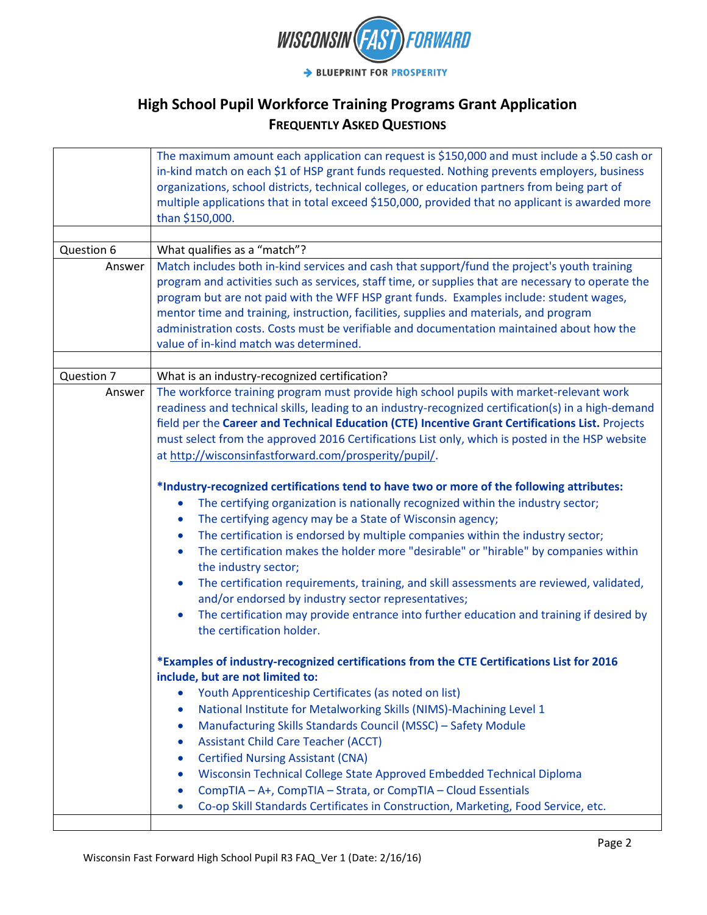# High School Pupil Workforce Training Programs Grant Application

## Frequently Asked Questions

| | |
|---|---|
| | The maximum amount each application can request is $150,000 and must include a $.50 cash or in-kind match on each $1 of HSP grant funds requested. Nothing prevents employers, business organizations, school districts, technical colleges, or education partners from being part of multiple applications that in total exceed $150,000, provided that no applicant is awarded more than $150,000. |
| | |
| Question 6 | What qualifies as a "match"? |
| Answer | Match includes both in-kind services and cash that support/fund the project's youth training program and activities such as services, staff time, or supplies that are necessary to operate the program but are not paid with the WFF HSP grant funds. Examples include: student wages, mentor time and training, instruction, facilities, supplies and materials, and program administration costs. Costs must be verifiable and documentation maintained about how the value of in-kind match was determined. |
| | |
| Question 7 | What is an industry-recognized certification? |
| Answer | The workforce training program must provide high school pupils with market-relevant work readiness and technical skills, leading to an industry-recognized certification(s) in a high-demand field per the **Career and Technical Education (CTE) Incentive Grant Certifications List.** Projects must select from the approved 2016 Certifications List only, which is posted in the HSP website at http://wisconsinfastforward.com/prosperity/pupil/. <br><br> **\*Industry-recognized certifications tend to have two or more of the following attributes:** <br>• The certifying organization is nationally recognized within the industry sector; <br>• The certifying agency may be a State of Wisconsin agency; <br>• The certification is endorsed by multiple companies within the industry sector; <br>• The certification makes the holder more "desirable" or "hirable" by companies within the industry sector; <br>• The certification requirements, training, and skill assessments are reviewed, validated, and/or endorsed by industry sector representatives; <br>• The certification may provide entrance into further education and training if desired by the certification holder. <br><br> **\*Examples of industry-recognized certifications from the CTE Certifications List for 2016 include, but are not limited to:** <br>• Youth Apprenticeship Certificates (as noted on list) <br>• National Institute for Metalworking Skills (NIMS)-Machining Level 1 <br>• Manufacturing Skills Standards Council (MSSC) – Safety Module <br>• Assistant Child Care Teacher (ACCT) <br>• Certified Nursing Assistant (CNA) <br>• Wisconsin Technical College State Approved Embedded Technical Diploma <br>• CompTIA – A+, CompTIA – Strata, or CompTIA – Cloud Essentials <br>• Co-op Skill Standards Certificates in Construction, Marketing, Food Service, etc. |
| | |

Wisconsin Fast Forward High School Pupil R3 FAQ_Ver 1 (Date: 2/16/16)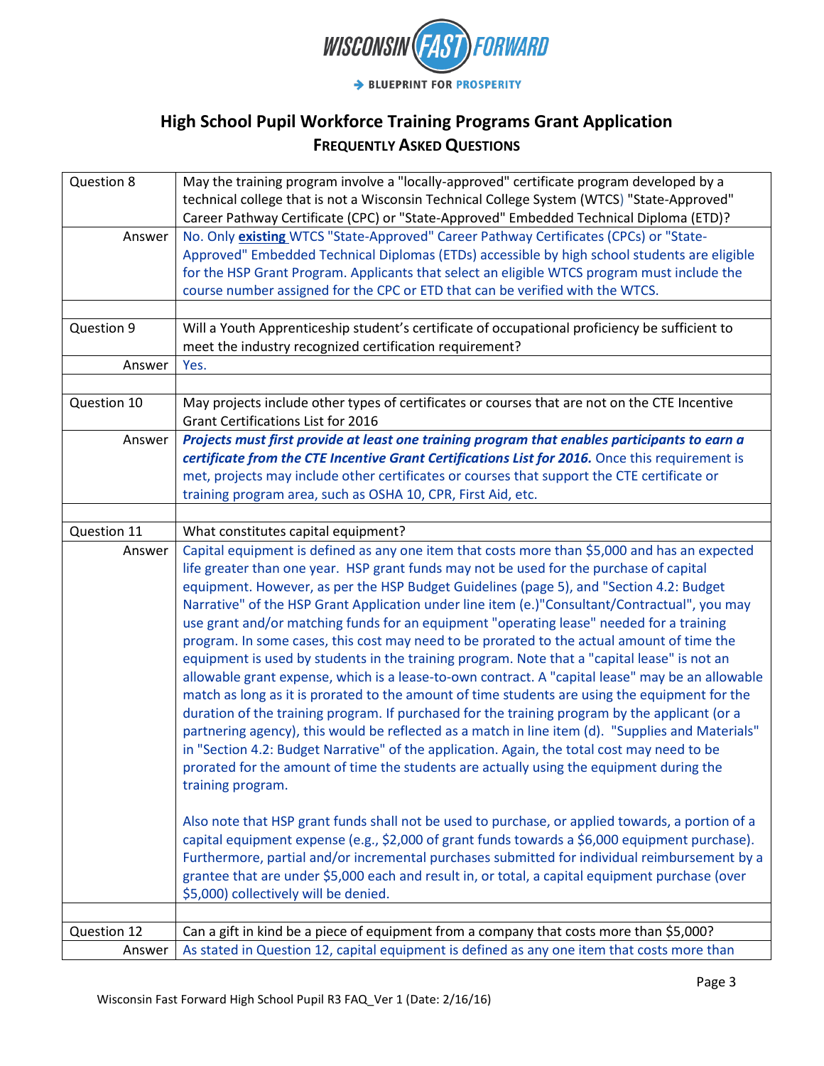# High School Pupil Workforce Training Programs Grant Application

## Frequently Asked Questions

| | |
|---|---|
| Question 8 | May the training program involve a "locally-approved" certificate program developed by a technical college that is not a Wisconsin Technical College System (WTCS) "State-Approved" Career Pathway Certificate (CPC) or "State-Approved" Embedded Technical Diploma (ETD)? |
| Answer | No. Only **existing** WTCS "State-Approved" Career Pathway Certificates (CPCs) or "State-Approved" Embedded Technical Diplomas (ETDs) accessible by high school students are eligible for the HSP Grant Program. Applicants that select an eligible WTCS program must include the course number assigned for the CPC or ETD that can be verified with the WTCS. |
| | |
| Question 9 | Will a Youth Apprenticeship student's certificate of occupational proficiency be sufficient to meet the industry recognized certification requirement? |
| Answer | Yes. |
| | |
| Question 10 | May projects include other types of certificates or courses that are not on the CTE Incentive Grant Certifications List for 2016 |
| Answer | ***Projects must first provide at least one training program that enables participants to earn a certificate from the CTE Incentive Grant Certifications List for 2016.*** Once this requirement is met, projects may include other certificates or courses that support the CTE certificate or training program area, such as OSHA 10, CPR, First Aid, etc. |
| | |
| Question 11 | What constitutes capital equipment? |
| Answer | Capital equipment is defined as any one item that costs more than $5,000 and has an expected life greater than one year. HSP grant funds may not be used for the purchase of capital equipment. However, as per the HSP Budget Guidelines (page 5), and "Section 4.2: Budget Narrative" of the HSP Grant Application under line item (e.)"Consultant/Contractual", you may use grant and/or matching funds for an equipment "operating lease" needed for a training program. In some cases, this cost may need to be prorated to the actual amount of time the equipment is used by students in the training program. Note that a "capital lease" is not an allowable grant expense, which is a lease-to-own contract. A "capital lease" may be an allowable match as long as it is prorated to the amount of time students are using the equipment for the duration of the training program. If purchased for the training program by the applicant (or a partnering agency), this would be reflected as a match in line item (d). "Supplies and Materials" in "Section 4.2: Budget Narrative" of the application. Again, the total cost may need to be prorated for the amount of time the students are actually using the equipment during the training program.<br><br>Also note that HSP grant funds shall not be used to purchase, or applied towards, a portion of a capital equipment expense (e.g., $2,000 of grant funds towards a $6,000 equipment purchase). Furthermore, partial and/or incremental purchases submitted for individual reimbursement by a grantee that are under $5,000 each and result in, or total, a capital equipment purchase (over $5,000) collectively will be denied. |
| | |
| Question 12 | Can a gift in kind be a piece of equipment from a company that costs more than $5,000? |
| Answer | As stated in Question 12, capital equipment is defined as any one item that costs more than |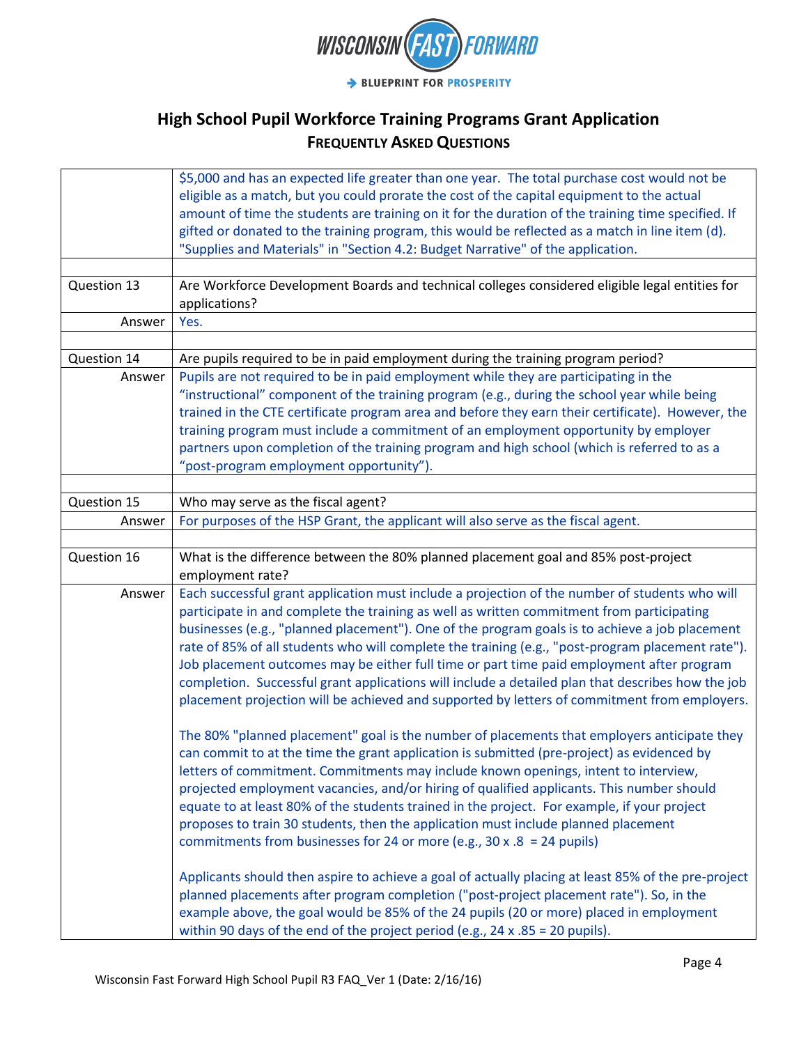# High School Pupil Workforce Training Programs Grant Application

## Frequently Asked Questions

| | |
|---|---|
| | $5,000 and has an expected life greater than one year. The total purchase cost would not be eligible as a match, but you could prorate the cost of the capital equipment to the actual amount of time the students are training on it for the duration of the training time specified. If gifted or donated to the training program, this would be reflected as a match in line item (d). "Supplies and Materials" in "Section 4.2: Budget Narrative" of the application. |
| | |
| Question 13 | Are Workforce Development Boards and technical colleges considered eligible legal entities for applications? |
| Answer | Yes. |
| | |
| Question 14 | Are pupils required to be in paid employment during the training program period? |
| Answer | Pupils are not required to be in paid employment while they are participating in the "instructional" component of the training program (e.g., during the school year while being trained in the CTE certificate program area and before they earn their certificate). However, the training program must include a commitment of an employment opportunity by employer partners upon completion of the training program and high school (which is referred to as a "post-program employment opportunity"). |
| | |
| Question 15 | Who may serve as the fiscal agent? |
| Answer | For purposes of the HSP Grant, the applicant will also serve as the fiscal agent. |
| | |
| Question 16 | What is the difference between the 80% planned placement goal and 85% post-project employment rate? |
| Answer | Each successful grant application must include a projection of the number of students who will participate in and complete the training as well as written commitment from participating businesses (e.g., "planned placement"). One of the program goals is to achieve a job placement rate of 85% of all students who will complete the training (e.g., "post-program placement rate"). Job placement outcomes may be either full time or part time paid employment after program completion. Successful grant applications will include a detailed plan that describes how the job placement projection will be achieved and supported by letters of commitment from employers.<br><br>The 80% "planned placement" goal is the number of placements that employers anticipate they can commit to at the time the grant application is submitted (pre-project) as evidenced by letters of commitment. Commitments may include known openings, intent to interview, projected employment vacancies, and/or hiring of qualified applicants. This number should equate to at least 80% of the students trained in the project. For example, if your project proposes to train 30 students, then the application must include planned placement commitments from businesses for 24 or more (e.g., 30 x .8 = 24 pupils)<br><br>Applicants should then aspire to achieve a goal of actually placing at least 85% of the pre-project planned placements after program completion ("post-project placement rate"). So, in the example above, the goal would be 85% of the 24 pupils (20 or more) placed in employment within 90 days of the end of the project period (e.g., 24 x .85 = 20 pupils). |

Wisconsin Fast Forward High School Pupil R3 FAQ_Ver 1 (Date: 2/16/16)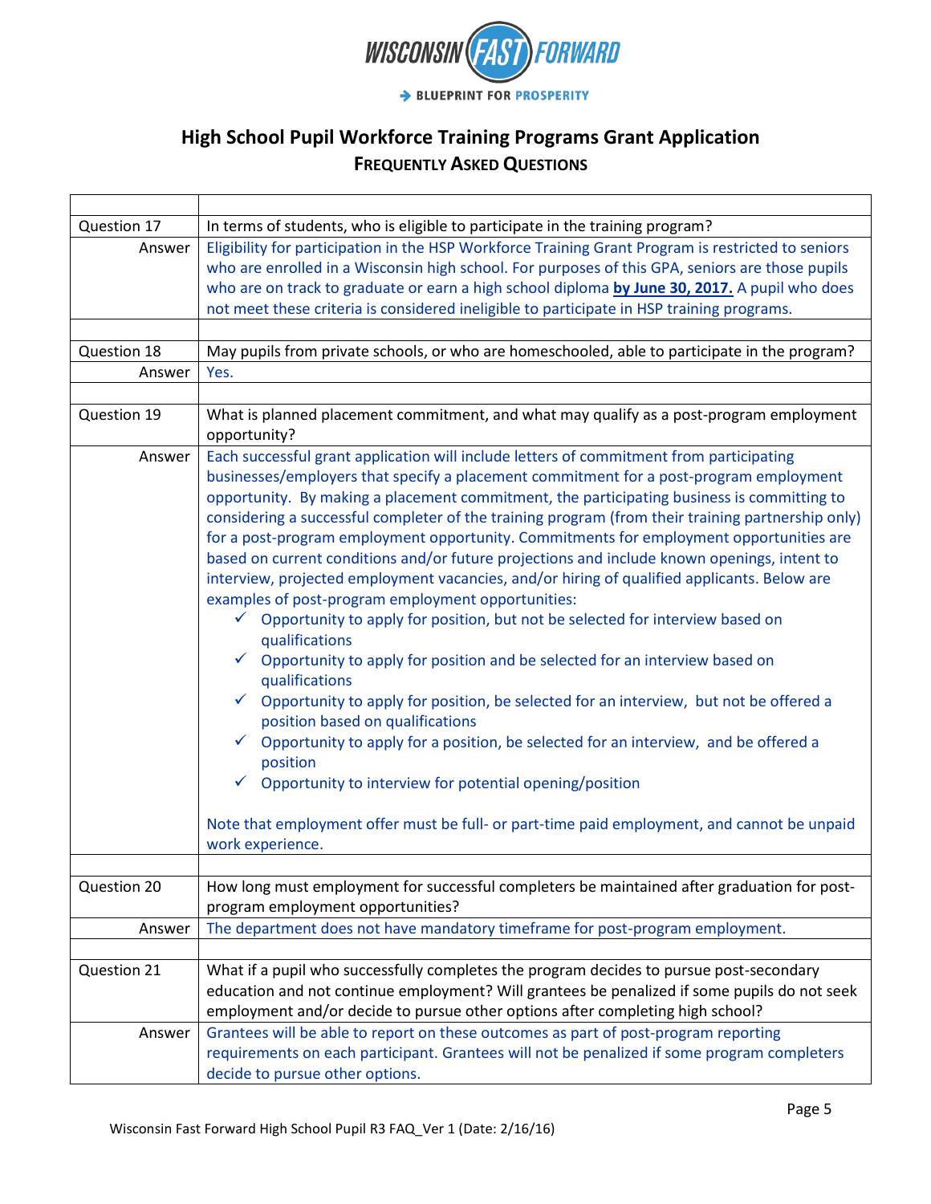# High School Pupil Workforce Training Programs Grant Application

## Frequently Asked Questions

| | |
|---|---|
| Question 17 | In terms of students, who is eligible to participate in the training program? |
| Answer | Eligibility for participation in the HSP Workforce Training Grant Program is restricted to seniors who are enrolled in a Wisconsin high school. For purposes of this GPA, seniors are those pupils who are on track to graduate or earn a high school diploma **by June 30, 2017.** A pupil who does not meet these criteria is considered ineligible to participate in HSP training programs. |
| | |
| Question 18 | May pupils from private schools, or who are homeschooled, able to participate in the program? |
| Answer | Yes. |
| | |
| Question 19 | What is planned placement commitment, and what may qualify as a post-program employment opportunity? |
| Answer | Each successful grant application will include letters of commitment from participating businesses/employers that specify a placement commitment for a post-program employment opportunity. By making a placement commitment, the participating business is committing to considering a successful completer of the training program (from their training partnership only) for a post-program employment opportunity. Commitments for employment opportunities are based on current conditions and/or future projections and include known openings, intent to interview, projected employment vacancies, and/or hiring of qualified applicants. Below are examples of post-program employment opportunities:<br>✓ Opportunity to apply for position, but not be selected for interview based on qualifications<br>✓ Opportunity to apply for position and be selected for an interview based on qualifications<br>✓ Opportunity to apply for position, be selected for an interview, but not be offered a position based on qualifications<br>✓ Opportunity to apply for a position, be selected for an interview, and be offered a position<br>✓ Opportunity to interview for potential opening/position<br><br>Note that employment offer must be full- or part-time paid employment, and cannot be unpaid work experience. |
| | |
| Question 20 | How long must employment for successful completers be maintained after graduation for post-program employment opportunities? |
| Answer | The department does not have mandatory timeframe for post-program employment. |
| | |
| Question 21 | What if a pupil who successfully completes the program decides to pursue post-secondary education and not continue employment? Will grantees be penalized if some pupils do not seek employment and/or decide to pursue other options after completing high school? |
| Answer | Grantees will be able to report on these outcomes as part of post-program reporting requirements on each participant. Grantees will not be penalized if some program completers decide to pursue other options. |

Wisconsin Fast Forward High School Pupil R3 FAQ_Ver 1 (Date: 2/16/16)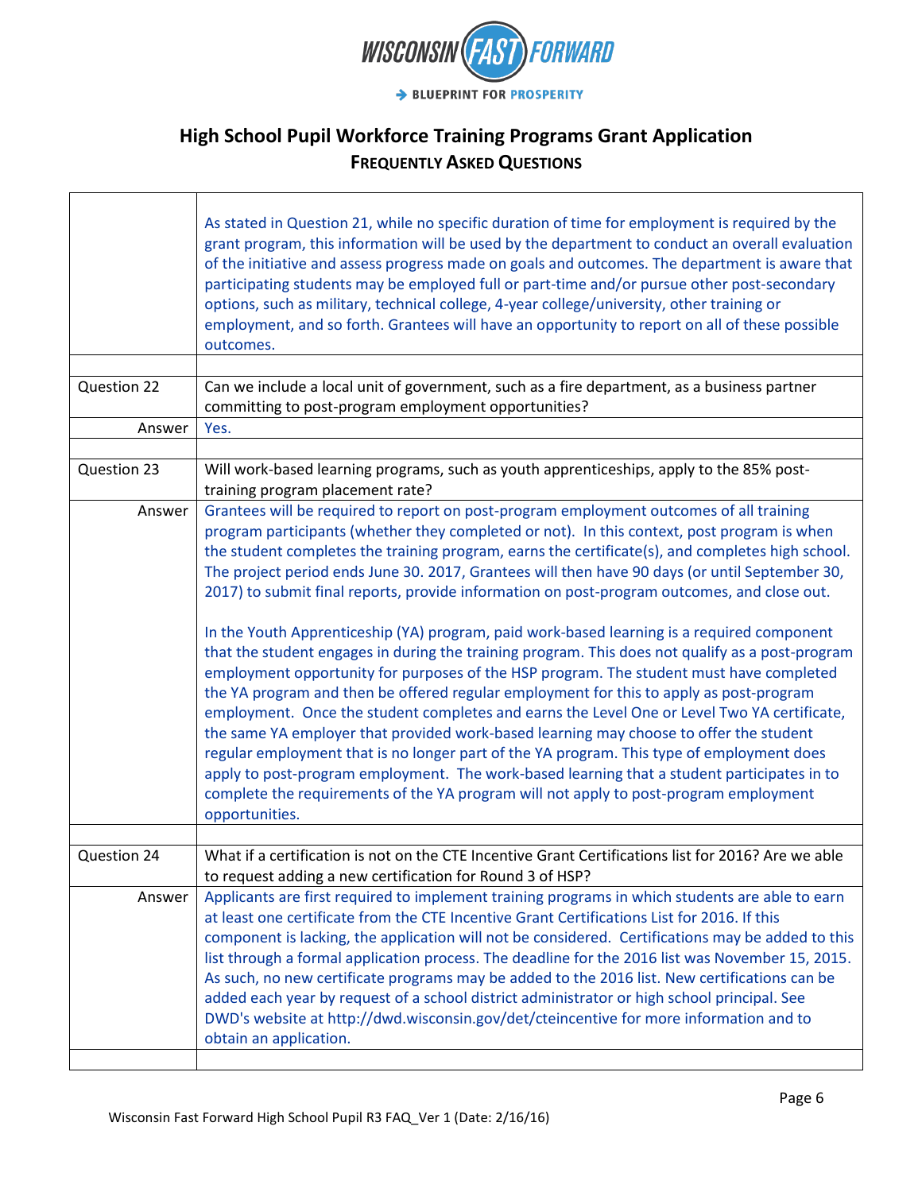# High School Pupil Workforce Training Programs Grant Application

## Frequently Asked Questions

| | |
|---|---|
| | As stated in Question 21, while no specific duration of time for employment is required by the grant program, this information will be used by the department to conduct an overall evaluation of the initiative and assess progress made on goals and outcomes. The department is aware that participating students may be employed full or part-time and/or pursue other post-secondary options, such as military, technical college, 4-year college/university, other training or employment, and so forth. Grantees will have an opportunity to report on all of these possible outcomes. |
| | |
| Question 22 | Can we include a local unit of government, such as a fire department, as a business partner committing to post-program employment opportunities? |
| Answer | Yes. |
| | |
| Question 23 | Will work-based learning programs, such as youth apprenticeships, apply to the 85% post-training program placement rate? |
| Answer | Grantees will be required to report on post-program employment outcomes of all training program participants (whether they completed or not). In this context, post program is when the student completes the training program, earns the certificate(s), and completes high school. The project period ends June 30. 2017, Grantees will then have 90 days (or until September 30, 2017) to submit final reports, provide information on post-program outcomes, and close out.<br><br>In the Youth Apprenticeship (YA) program, paid work-based learning is a required component that the student engages in during the training program. This does not qualify as a post-program employment opportunity for purposes of the HSP program. The student must have completed the YA program and then be offered regular employment for this to apply as post-program employment. Once the student completes and earns the Level One or Level Two YA certificate, the same YA employer that provided work-based learning may choose to offer the student regular employment that is no longer part of the YA program. This type of employment does apply to post-program employment. The work-based learning that a student participates in to complete the requirements of the YA program will not apply to post-program employment opportunities. |
| | |
| Question 24 | What if a certification is not on the CTE Incentive Grant Certifications list for 2016? Are we able to request adding a new certification for Round 3 of HSP? |
| Answer | Applicants are first required to implement training programs in which students are able to earn at least one certificate from the CTE Incentive Grant Certifications List for 2016. If this component is lacking, the application will not be considered. Certifications may be added to this list through a formal application process. The deadline for the 2016 list was November 15, 2015. As such, no new certificate programs may be added to the 2016 list. New certifications can be added each year by request of a school district administrator or high school principal. See DWD's website at http://dwd.wisconsin.gov/det/cteincentive for more information and to obtain an application. |
| | |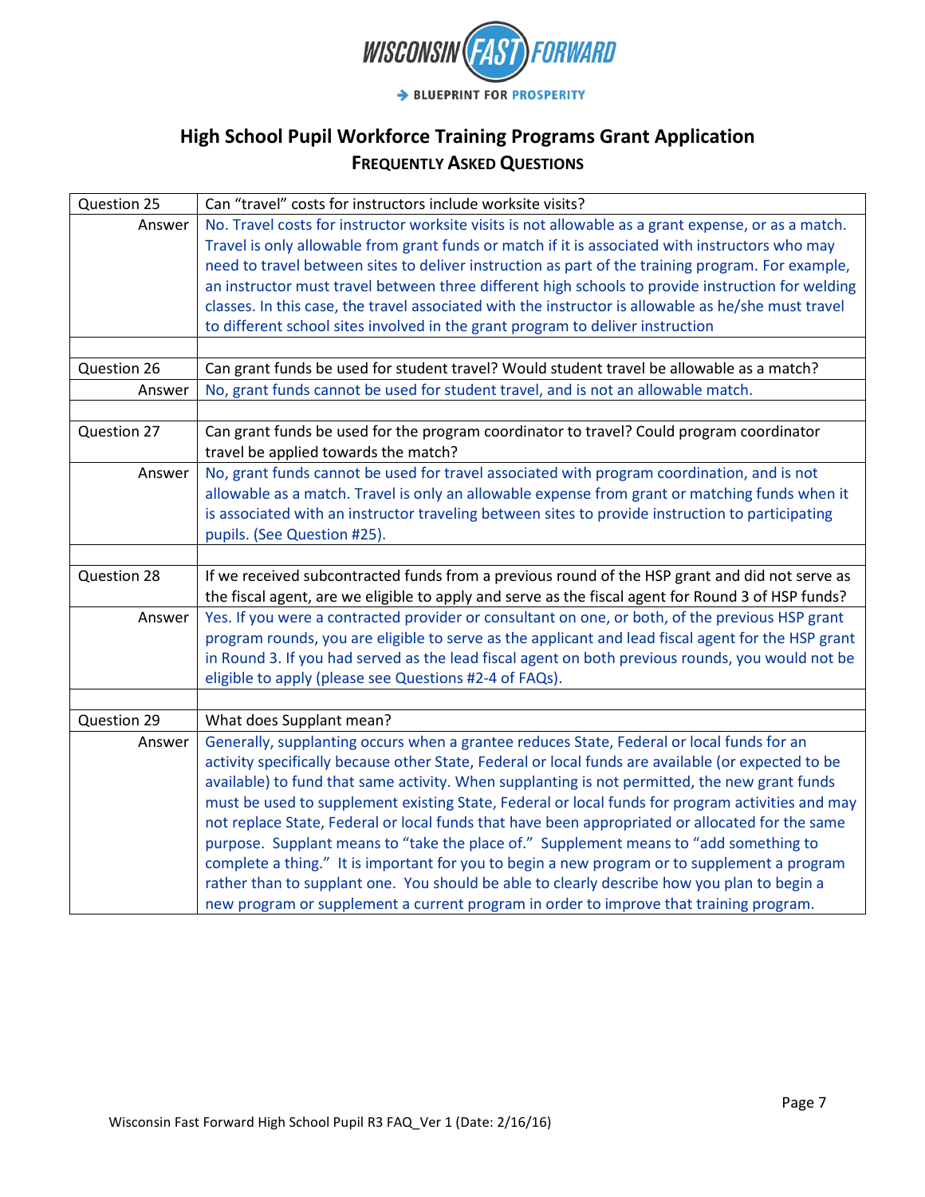# High School Pupil Workforce Training Programs Grant Application

## Frequently Asked Questions

| | |
|---|---|
| Question 25 | Can "travel" costs for instructors include worksite visits? |
| Answer | No. Travel costs for instructor worksite visits is not allowable as a grant expense, or as a match. Travel is only allowable from grant funds or match if it is associated with instructors who may need to travel between sites to deliver instruction as part of the training program. For example, an instructor must travel between three different high schools to provide instruction for welding classes. In this case, the travel associated with the instructor is allowable as he/she must travel to different school sites involved in the grant program to deliver instruction |
| | |
| Question 26 | Can grant funds be used for student travel? Would student travel be allowable as a match? |
| Answer | No, grant funds cannot be used for student travel, and is not an allowable match. |
| | |
| Question 27 | Can grant funds be used for the program coordinator to travel? Could program coordinator travel be applied towards the match? |
| Answer | No, grant funds cannot be used for travel associated with program coordination, and is not allowable as a match. Travel is only an allowable expense from grant or matching funds when it is associated with an instructor traveling between sites to provide instruction to participating pupils. (See Question #25). |
| | |
| Question 28 | If we received subcontracted funds from a previous round of the HSP grant and did not serve as the fiscal agent, are we eligible to apply and serve as the fiscal agent for Round 3 of HSP funds? |
| Answer | Yes. If you were a contracted provider or consultant on one, or both, of the previous HSP grant program rounds, you are eligible to serve as the applicant and lead fiscal agent for the HSP grant in Round 3. If you had served as the lead fiscal agent on both previous rounds, you would not be eligible to apply (please see Questions #2-4 of FAQs). |
| | |
| Question 29 | What does Supplant mean? |
| Answer | Generally, supplanting occurs when a grantee reduces State, Federal or local funds for an activity specifically because other State, Federal or local funds are available (or expected to be available) to fund that same activity. When supplanting is not permitted, the new grant funds must be used to supplement existing State, Federal or local funds for program activities and may not replace State, Federal or local funds that have been appropriated or allocated for the same purpose. Supplant means to "take the place of." Supplement means to "add something to complete a thing." It is important for you to begin a new program or to supplement a program rather than to supplant one. You should be able to clearly describe how you plan to begin a new program or supplement a current program in order to improve that training program. |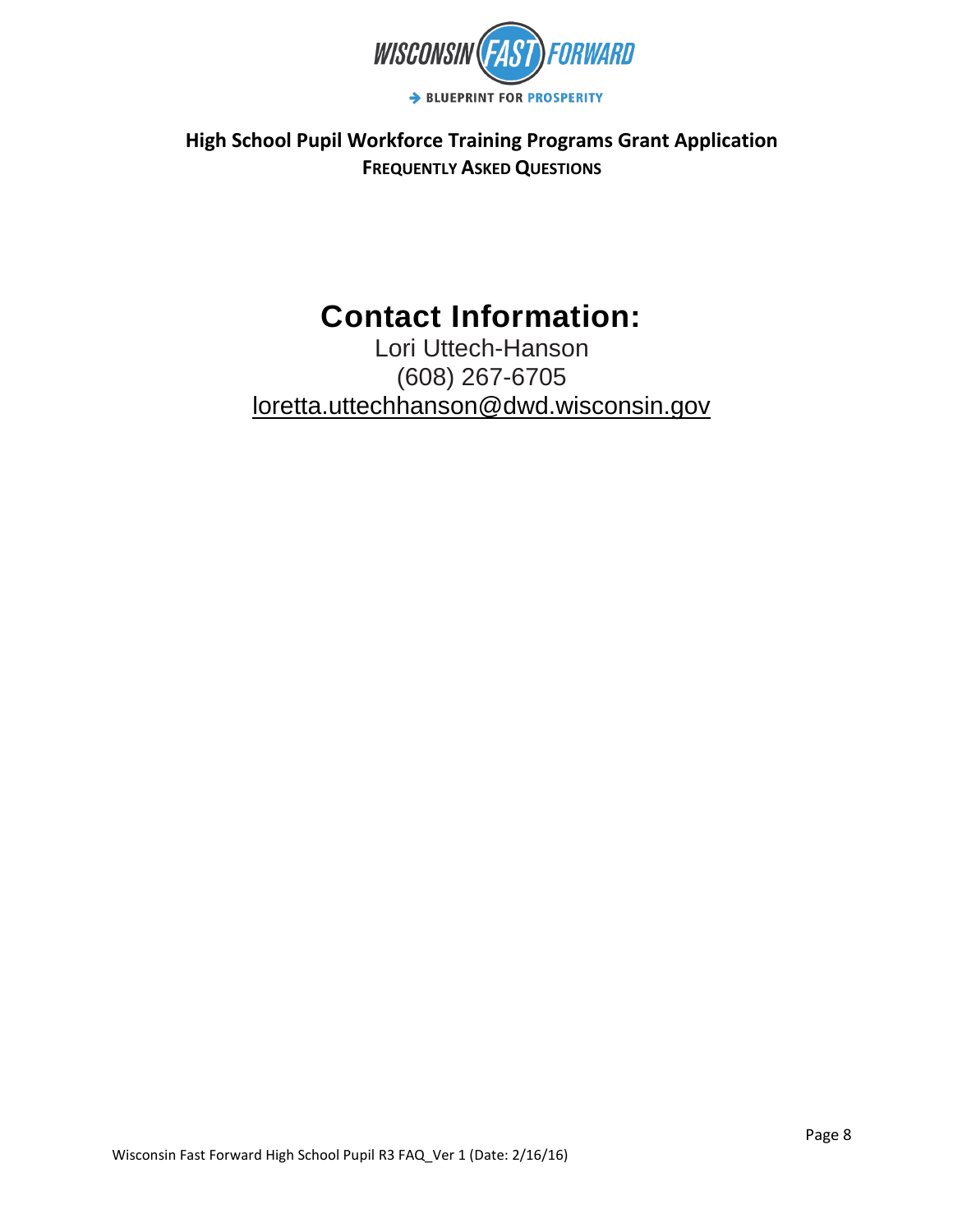# Contact Information:

Lori Uttech-Hanson

(608) 267-6705

loretta.uttechhanson@dwd.wisconsin.gov